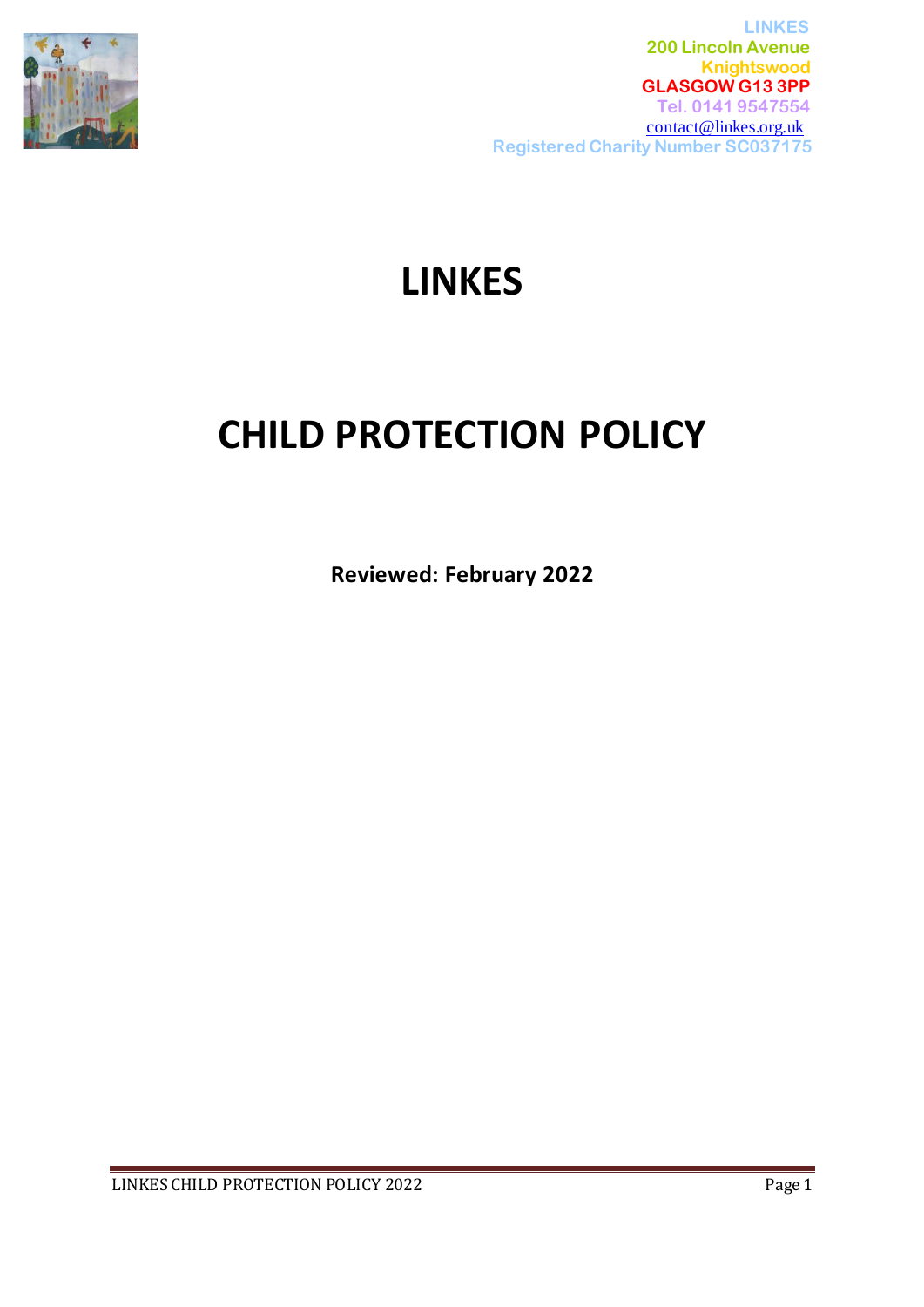LINKES
200 Lincoln Avenue
Knightswood
GLASGOW G13 3PP
Tel. 0141 9547554
contact@linkes.org.uk
Registered Charity Number SC037175

# LINKES

# CHILD PROTECTION POLICY

**Reviewed: February 2022**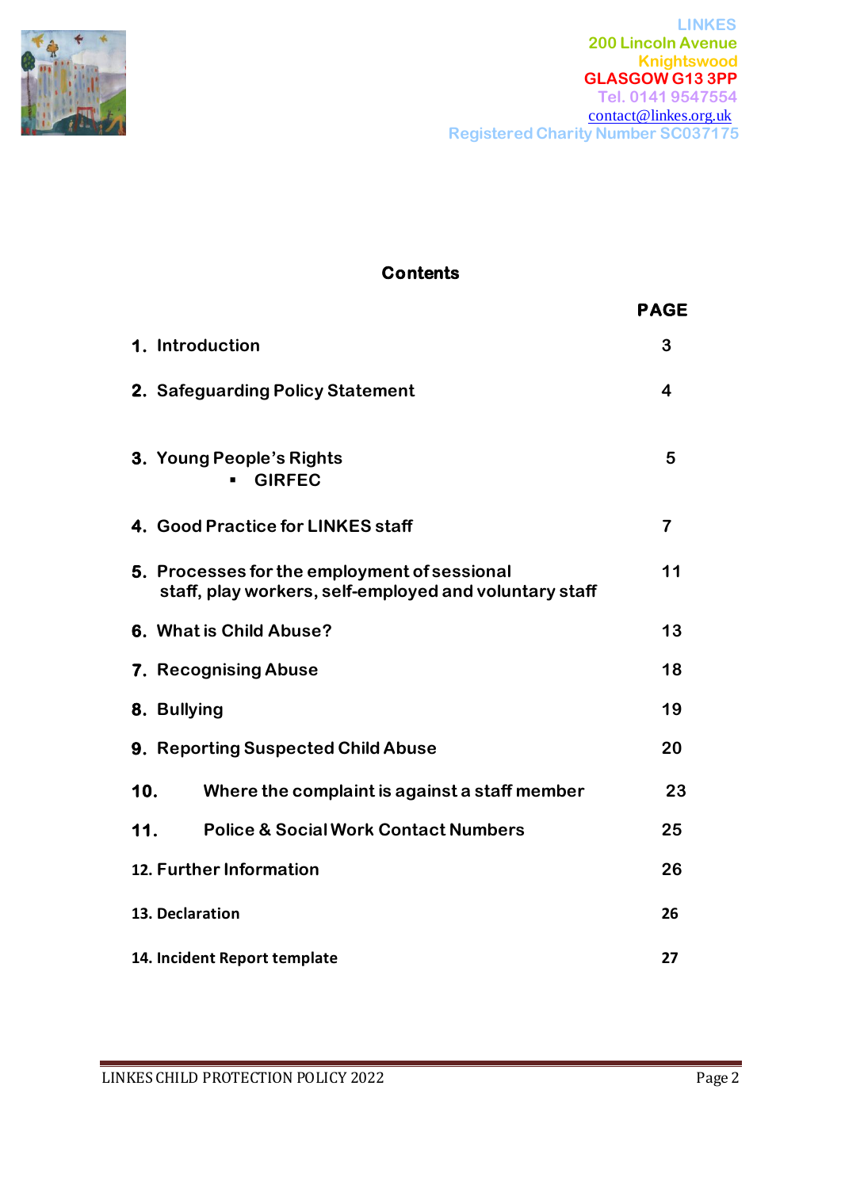LINKES
200 Lincoln Avenue
Knightswood
GLASGOW G13 3PP
Tel. 0141 9547554
contact@linkes.org.uk
Registered Charity Number SC037175

## Contents

| | PAGE |
|---|---|
| **1. Introduction** | 3 |
| **2. Safeguarding Policy Statement** | 4 |
| **3. Young People's Rights**<br>▪ **GIRFEC** | 5 |
| **4. Good Practice for LINKES staff** | 7 |
| **5. Processes for the employment of sessional staff, play workers, self-employed and voluntary staff** | 11 |
| **6. What is Child Abuse?** | 13 |
| **7. Recognising Abuse** | 18 |
| **8. Bullying** | 19 |
| **9. Reporting Suspected Child Abuse** | 20 |
| **10. Where the complaint is against a staff member** | 23 |
| **11. Police & Social Work Contact Numbers** | 25 |
| **12. Further Information** | 26 |
| **13. Declaration** | 26 |
| **14. Incident Report template** | 27 |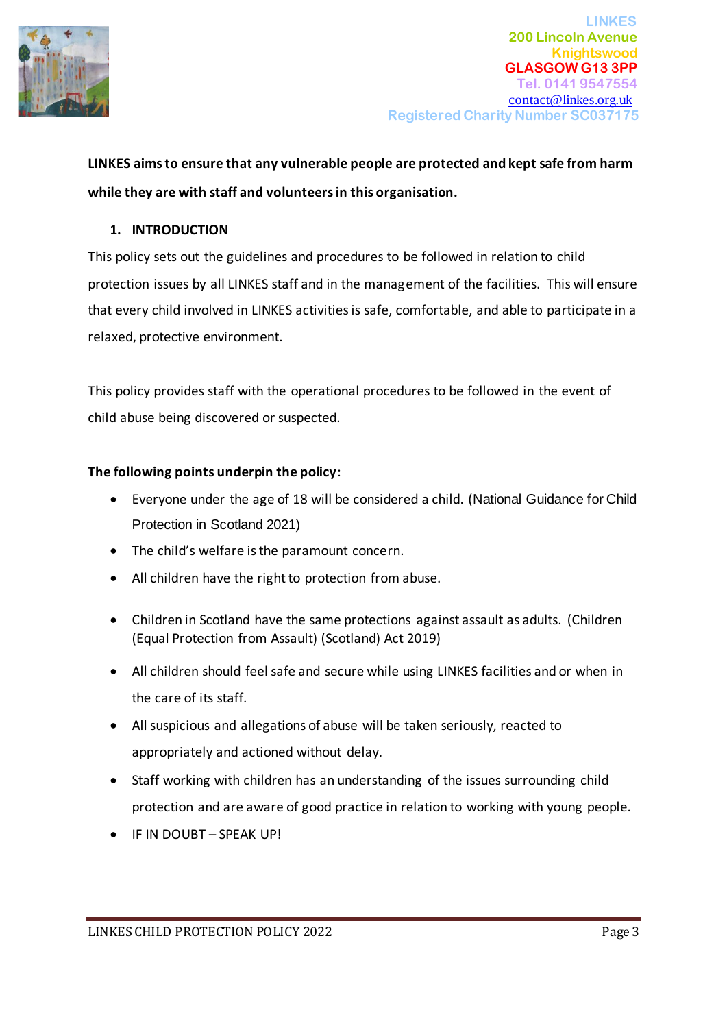LINKES
200 Lincoln Avenue
Knightswood
GLASGOW G13 3PP
Tel. 0141 9547554
contact@linkes.org.uk
Registered Charity Number SC037175

**LINKES aims to ensure that any vulnerable people are protected and kept safe from harm while they are with staff and volunteers in this organisation.**

## 1. INTRODUCTION

This policy sets out the guidelines and procedures to be followed in relation to child protection issues by all LINKES staff and in the management of the facilities. This will ensure that every child involved in LINKES activities is safe, comfortable, and able to participate in a relaxed, protective environment.

This policy provides staff with the operational procedures to be followed in the event of child abuse being discovered or suspected.

**The following points underpin the policy**:

- Everyone under the age of 18 will be considered a child. (National Guidance for Child Protection in Scotland 2021)
- The child's welfare is the paramount concern.
- All children have the right to protection from abuse.
- Children in Scotland have the same protections against assault as adults. (Children (Equal Protection from Assault) (Scotland) Act 2019)
- All children should feel safe and secure while using LINKES facilities and or when in the care of its staff.
- All suspicious and allegations of abuse will be taken seriously, reacted to appropriately and actioned without delay.
- Staff working with children has an understanding of the issues surrounding child protection and are aware of good practice in relation to working with young people.
- IF IN DOUBT – SPEAK UP!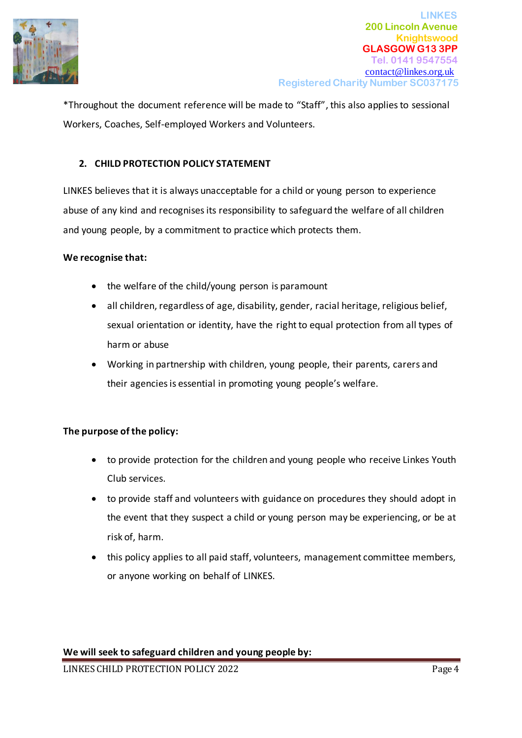*Throughout the document reference will be made to "Staff", this also applies to sessional Workers, Coaches, Self-employed Workers and Volunteers.

## 2. CHILD PROTECTION POLICY STATEMENT

LINKES believes that it is always unacceptable for a child or young person to experience abuse of any kind and recognises its responsibility to safeguard the welfare of all children and young people, by a commitment to practice which protects them.

**We recognise that:**

- the welfare of the child/young person is paramount
- all children, regardless of age, disability, gender, racial heritage, religious belief, sexual orientation or identity, have the right to equal protection from all types of harm or abuse
- Working in partnership with children, young people, their parents, carers and their agencies is essential in promoting young people's welfare.

**The purpose of the policy:**

- to provide protection for the children and young people who receive Linkes Youth Club services.
- to provide staff and volunteers with guidance on procedures they should adopt in the event that they suspect a child or young person may be experiencing, or be at risk of, harm.
- this policy applies to all paid staff, volunteers, management committee members, or anyone working on behalf of LINKES.

**We will seek to safeguard children and young people by:**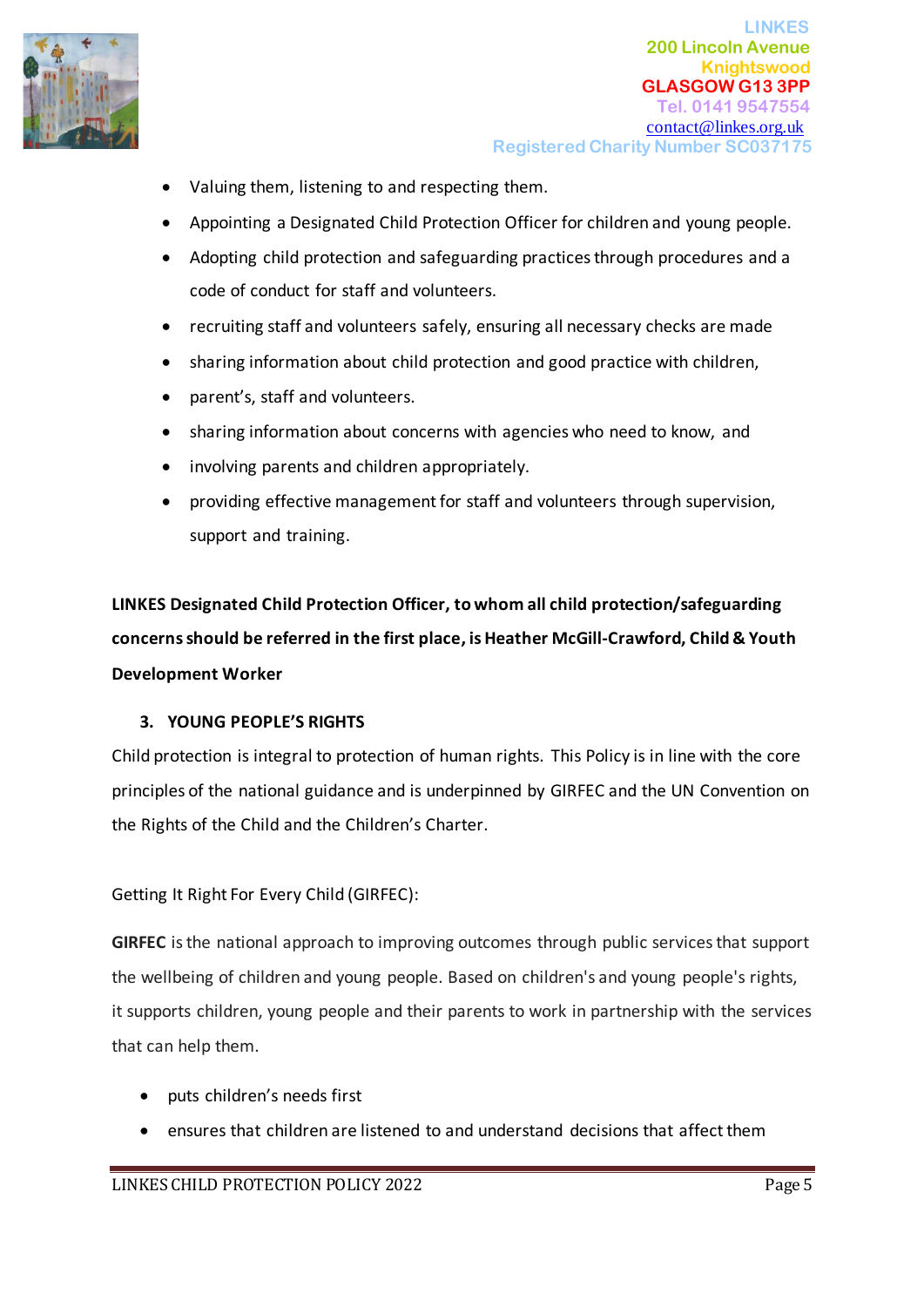- Valuing them, listening to and respecting them.
- Appointing a Designated Child Protection Officer for children and young people.
- Adopting child protection and safeguarding practices through procedures and a code of conduct for staff and volunteers.
- recruiting staff and volunteers safely, ensuring all necessary checks are made
- sharing information about child protection and good practice with children,
- parent's, staff and volunteers.
- sharing information about concerns with agencies who need to know, and
- involving parents and children appropriately.
- providing effective management for staff and volunteers through supervision, support and training.

**LINKES Designated Child Protection Officer, to whom all child protection/safeguarding concerns should be referred in the first place, is Heather McGill-Crawford, Child & Youth Development Worker**

## 3. YOUNG PEOPLE'S RIGHTS

Child protection is integral to protection of human rights. This Policy is in line with the core principles of the national guidance and is underpinned by GIRFEC and the UN Convention on the Rights of the Child and the Children's Charter.

Getting It Right For Every Child (GIRFEC):

**GIRFEC** is the national approach to improving outcomes through public services that support the wellbeing of children and young people. Based on children's and young people's rights, it supports children, young people and their parents to work in partnership with the services that can help them.

- puts children's needs first
- ensures that children are listened to and understand decisions that affect them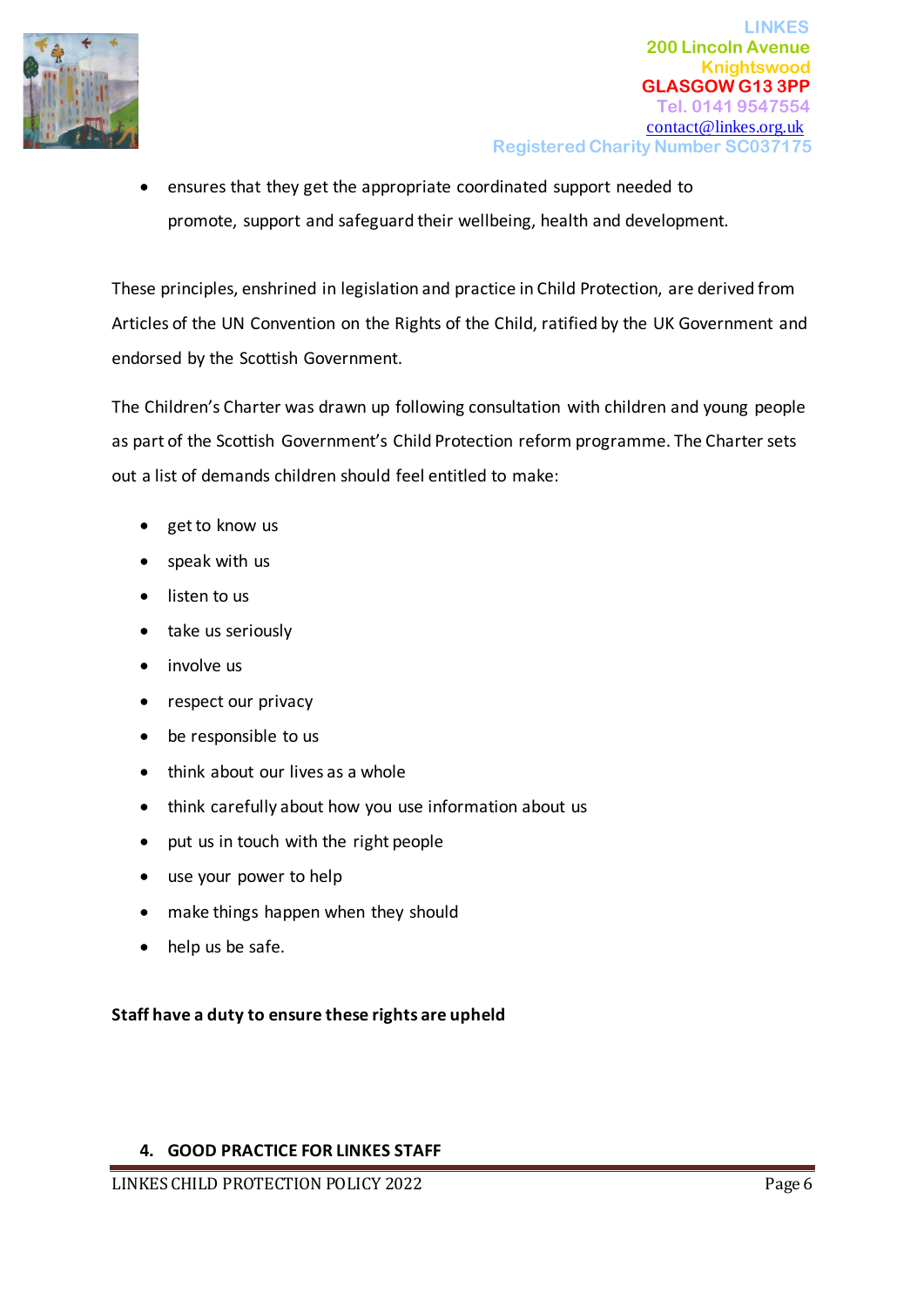- ensures that they get the appropriate coordinated support needed to promote, support and safeguard their wellbeing, health and development.

These principles, enshrined in legislation and practice in Child Protection, are derived from Articles of the UN Convention on the Rights of the Child, ratified by the UK Government and endorsed by the Scottish Government.

The Children's Charter was drawn up following consultation with children and young people as part of the Scottish Government's Child Protection reform programme. The Charter sets out a list of demands children should feel entitled to make:

- get to know us
- speak with us
- listen to us
- take us seriously
- involve us
- respect our privacy
- be responsible to us
- think about our lives as a whole
- think carefully about how you use information about us
- put us in touch with the right people
- use your power to help
- make things happen when they should
- help us be safe.

**Staff have a duty to ensure these rights are upheld**

## 4. GOOD PRACTICE FOR LINKES STAFF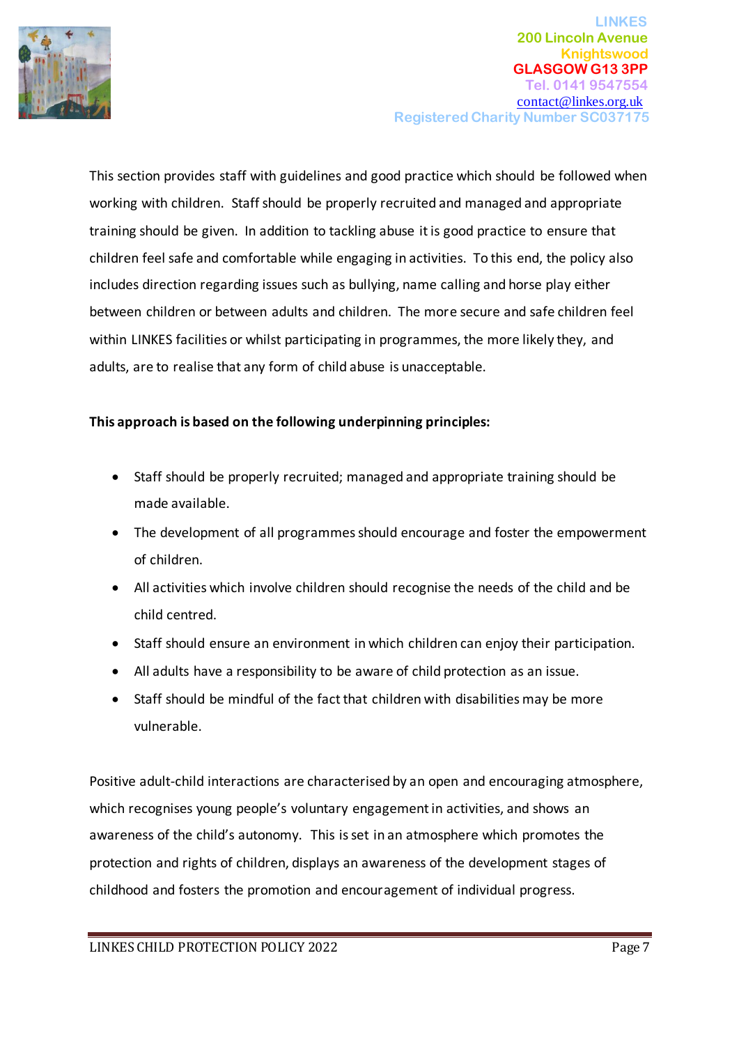This section provides staff with guidelines and good practice which should be followed when working with children. Staff should be properly recruited and managed and appropriate training should be given. In addition to tackling abuse it is good practice to ensure that children feel safe and comfortable while engaging in activities. To this end, the policy also includes direction regarding issues such as bullying, name calling and horse play either between children or between adults and children. The more secure and safe children feel within LINKES facilities or whilst participating in programmes, the more likely they, and adults, are to realise that any form of child abuse is unacceptable.

**This approach is based on the following underpinning principles:**

- Staff should be properly recruited; managed and appropriate training should be made available.
- The development of all programmes should encourage and foster the empowerment of children.
- All activities which involve children should recognise the needs of the child and be child centred.
- Staff should ensure an environment in which children can enjoy their participation.
- All adults have a responsibility to be aware of child protection as an issue.
- Staff should be mindful of the fact that children with disabilities may be more vulnerable.

Positive adult-child interactions are characterised by an open and encouraging atmosphere, which recognises young people's voluntary engagement in activities, and shows an awareness of the child's autonomy. This is set in an atmosphere which promotes the protection and rights of children, displays an awareness of the development stages of childhood and fosters the promotion and encouragement of individual progress.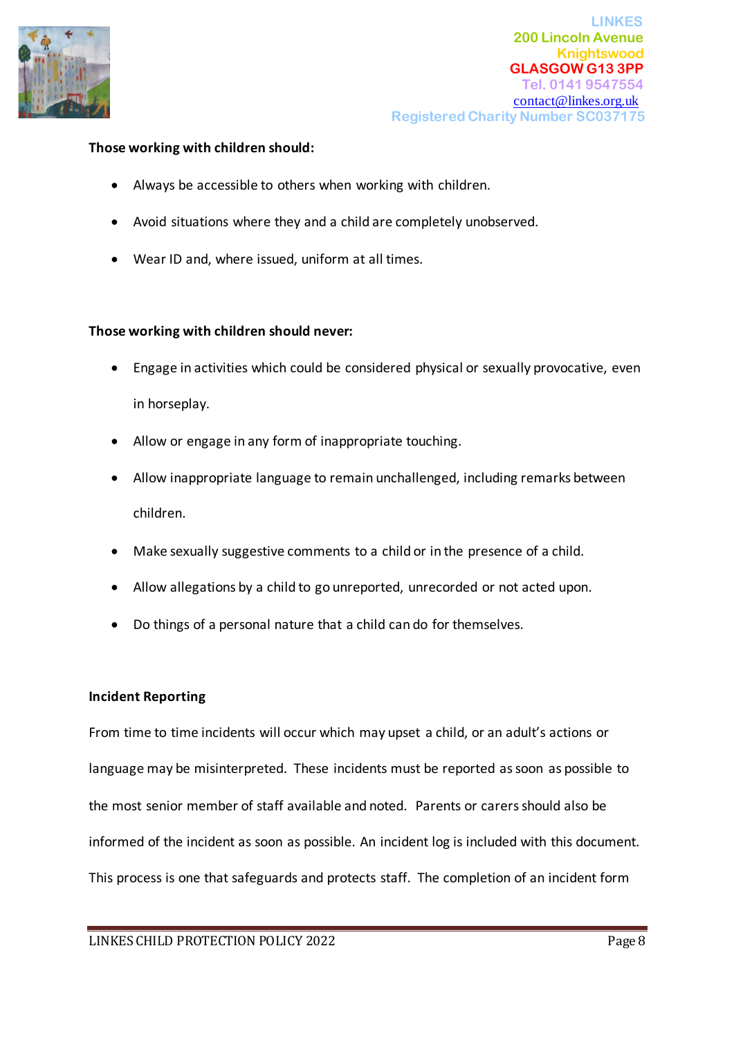**Those working with children should:**

- Always be accessible to others when working with children.
- Avoid situations where they and a child are completely unobserved.
- Wear ID and, where issued, uniform at all times.

**Those working with children should never:**

- Engage in activities which could be considered physical or sexually provocative, even in horseplay.
- Allow or engage in any form of inappropriate touching.
- Allow inappropriate language to remain unchallenged, including remarks between children.
- Make sexually suggestive comments to a child or in the presence of a child.
- Allow allegations by a child to go unreported, unrecorded or not acted upon.
- Do things of a personal nature that a child can do for themselves.

**Incident Reporting**

From time to time incidents will occur which may upset a child, or an adult's actions or language may be misinterpreted. These incidents must be reported as soon as possible to the most senior member of staff available and noted. Parents or carers should also be informed of the incident as soon as possible. An incident log is included with this document. This process is one that safeguards and protects staff. The completion of an incident form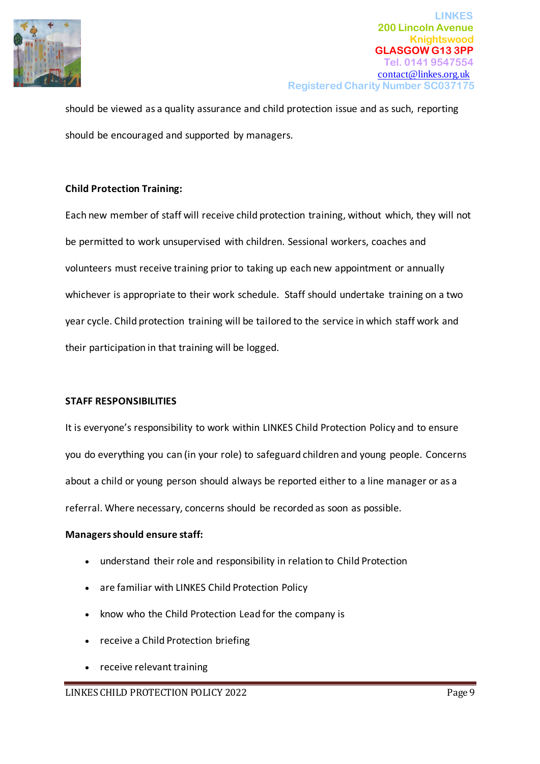should be viewed as a quality assurance and child protection issue and as such, reporting should be encouraged and supported by managers.

**Child Protection Training:**

Each new member of staff will receive child protection training, without which, they will not be permitted to work unsupervised with children. Sessional workers, coaches and volunteers must receive training prior to taking up each new appointment or annually whichever is appropriate to their work schedule. Staff should undertake training on a two year cycle. Child protection training will be tailored to the service in which staff work and their participation in that training will be logged.

**STAFF RESPONSIBILITIES**

It is everyone's responsibility to work within LINKES Child Protection Policy and to ensure you do everything you can (in your role) to safeguard children and young people. Concerns about a child or young person should always be reported either to a line manager or as a referral. Where necessary, concerns should be recorded as soon as possible.

**Managers should ensure staff:**

- understand their role and responsibility in relation to Child Protection
- are familiar with LINKES Child Protection Policy
- know who the Child Protection Lead for the company is
- receive a Child Protection briefing
- receive relevant training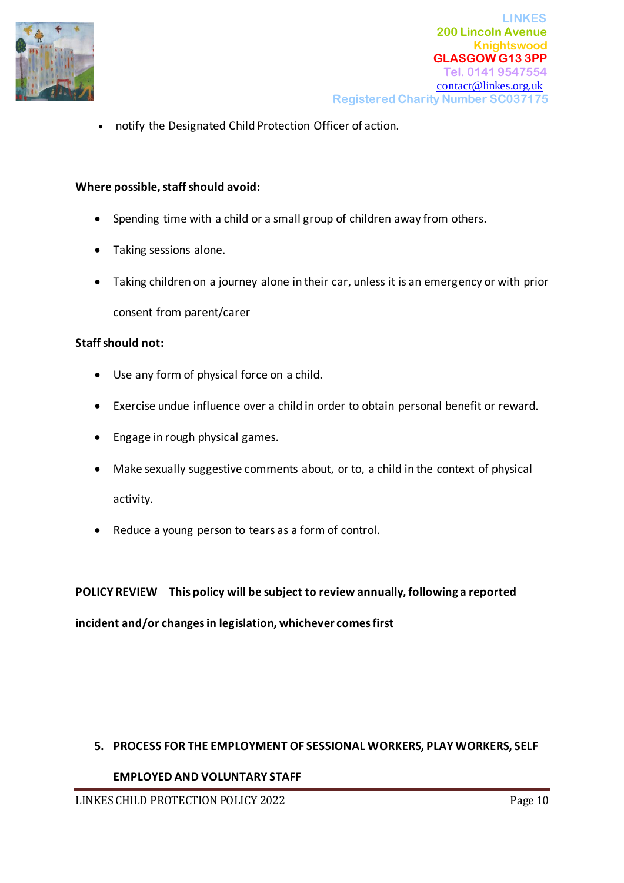- notify the Designated Child Protection Officer of action.

**Where possible, staff should avoid:**

- Spending time with a child or a small group of children away from others.
- Taking sessions alone.
- Taking children on a journey alone in their car, unless it is an emergency or with prior consent from parent/carer

**Staff should not:**

- Use any form of physical force on a child.
- Exercise undue influence over a child in order to obtain personal benefit or reward.
- Engage in rough physical games.
- Make sexually suggestive comments about, or to, a child in the context of physical activity.
- Reduce a young person to tears as a form of control.

**POLICY REVIEW This policy will be subject to review annually, following a reported incident and/or changes in legislation, whichever comes first**

## 5. PROCESS FOR THE EMPLOYMENT OF SESSIONAL WORKERS, PLAY WORKERS, SELF EMPLOYED AND VOLUNTARY STAFF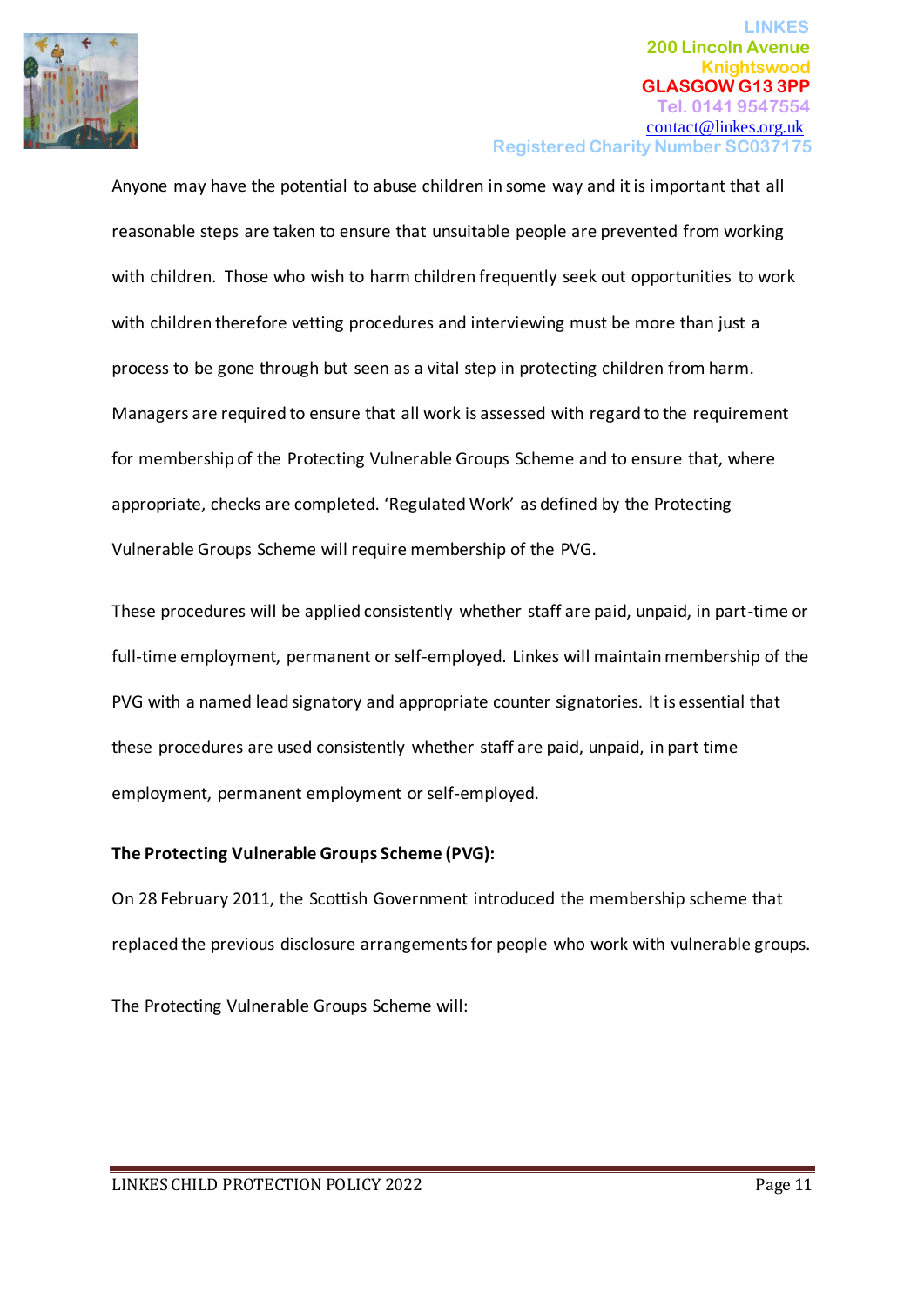Anyone may have the potential to abuse children in some way and it is important that all reasonable steps are taken to ensure that unsuitable people are prevented from working with children. Those who wish to harm children frequently seek out opportunities to work with children therefore vetting procedures and interviewing must be more than just a process to be gone through but seen as a vital step in protecting children from harm. Managers are required to ensure that all work is assessed with regard to the requirement for membership of the Protecting Vulnerable Groups Scheme and to ensure that, where appropriate, checks are completed. 'Regulated Work' as defined by the Protecting Vulnerable Groups Scheme will require membership of the PVG.

These procedures will be applied consistently whether staff are paid, unpaid, in part-time or full-time employment, permanent or self-employed. Linkes will maintain membership of the PVG with a named lead signatory and appropriate counter signatories. It is essential that these procedures are used consistently whether staff are paid, unpaid, in part time employment, permanent employment or self-employed.

**The Protecting Vulnerable Groups Scheme (PVG):**

On 28 February 2011, the Scottish Government introduced the membership scheme that replaced the previous disclosure arrangements for people who work with vulnerable groups.

The Protecting Vulnerable Groups Scheme will: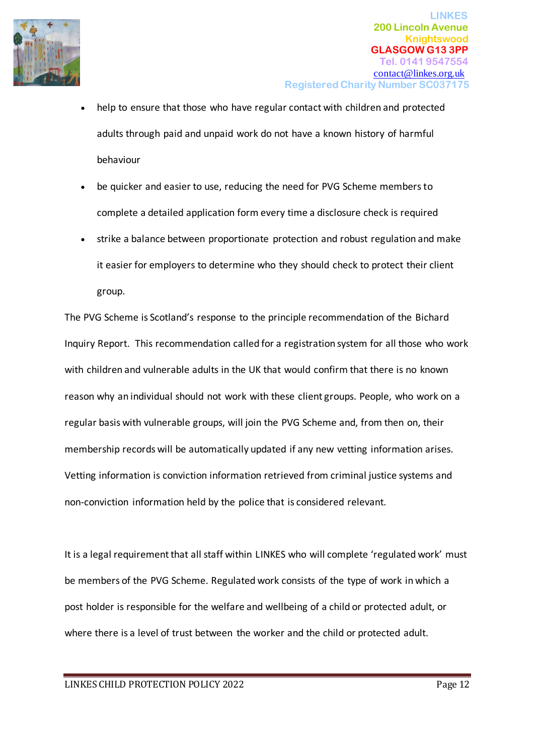- help to ensure that those who have regular contact with children and protected adults through paid and unpaid work do not have a known history of harmful behaviour
- be quicker and easier to use, reducing the need for PVG Scheme members to complete a detailed application form every time a disclosure check is required
- strike a balance between proportionate protection and robust regulation and make it easier for employers to determine who they should check to protect their client group.

The PVG Scheme is Scotland's response to the principle recommendation of the Bichard Inquiry Report. This recommendation called for a registration system for all those who work with children and vulnerable adults in the UK that would confirm that there is no known reason why an individual should not work with these client groups. People, who work on a regular basis with vulnerable groups, will join the PVG Scheme and, from then on, their membership records will be automatically updated if any new vetting information arises. Vetting information is conviction information retrieved from criminal justice systems and non-conviction information held by the police that is considered relevant.

It is a legal requirement that all staff within LINKES who will complete 'regulated work' must be members of the PVG Scheme. Regulated work consists of the type of work in which a post holder is responsible for the welfare and wellbeing of a child or protected adult, or where there is a level of trust between the worker and the child or protected adult.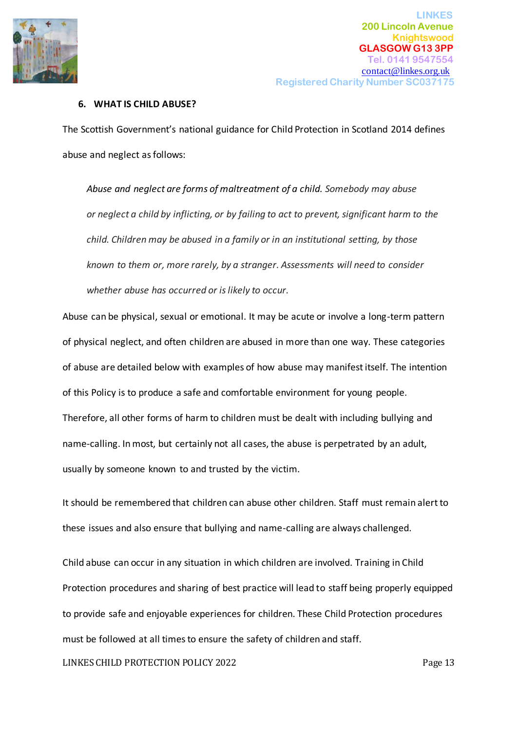## 6. WHAT IS CHILD ABUSE?

The Scottish Government's national guidance for Child Protection in Scotland 2014 defines abuse and neglect as follows:

> *Abuse and neglect are forms of maltreatment of a child. Somebody may abuse or neglect a child by inflicting, or by failing to act to prevent, significant harm to the child. Children may be abused in a family or in an institutional setting, by those known to them or, more rarely, by a stranger. Assessments will need to consider whether abuse has occurred or is likely to occur.*

Abuse can be physical, sexual or emotional. It may be acute or involve a long-term pattern of physical neglect, and often children are abused in more than one way. These categories of abuse are detailed below with examples of how abuse may manifest itself. The intention of this Policy is to produce a safe and comfortable environment for young people. Therefore, all other forms of harm to children must be dealt with including bullying and name-calling. In most, but certainly not all cases, the abuse is perpetrated by an adult, usually by someone known to and trusted by the victim.

It should be remembered that children can abuse other children. Staff must remain alert to these issues and also ensure that bullying and name-calling are always challenged.

Child abuse can occur in any situation in which children are involved. Training in Child Protection procedures and sharing of best practice will lead to staff being properly equipped to provide safe and enjoyable experiences for children. These Child Protection procedures must be followed at all times to ensure the safety of children and staff.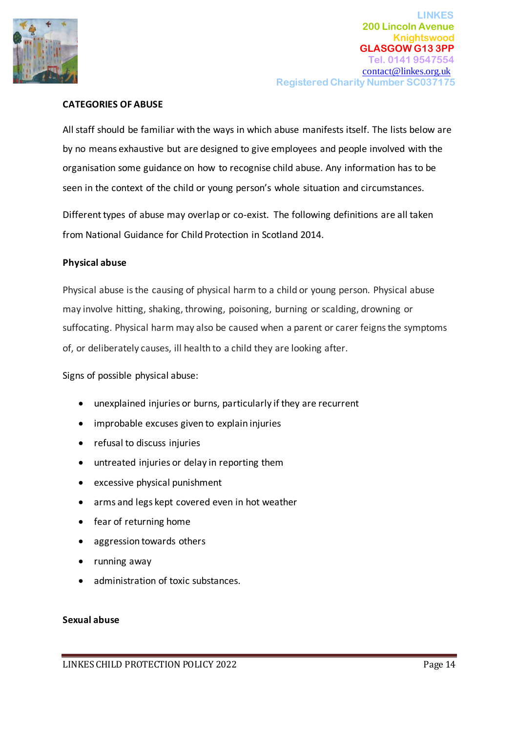## CATEGORIES OF ABUSE

All staff should be familiar with the ways in which abuse manifests itself. The lists below are by no means exhaustive but are designed to give employees and people involved with the organisation some guidance on how to recognise child abuse. Any information has to be seen in the context of the child or young person's whole situation and circumstances.

Different types of abuse may overlap or co-exist. The following definitions are all taken from National Guidance for Child Protection in Scotland 2014.

### Physical abuse

Physical abuse is the causing of physical harm to a child or young person. Physical abuse may involve hitting, shaking, throwing, poisoning, burning or scalding, drowning or suffocating. Physical harm may also be caused when a parent or carer feigns the symptoms of, or deliberately causes, ill health to a child they are looking after.

Signs of possible physical abuse:

- unexplained injuries or burns, particularly if they are recurrent
- improbable excuses given to explain injuries
- refusal to discuss injuries
- untreated injuries or delay in reporting them
- excessive physical punishment
- arms and legs kept covered even in hot weather
- fear of returning home
- aggression towards others
- running away
- administration of toxic substances.

### Sexual abuse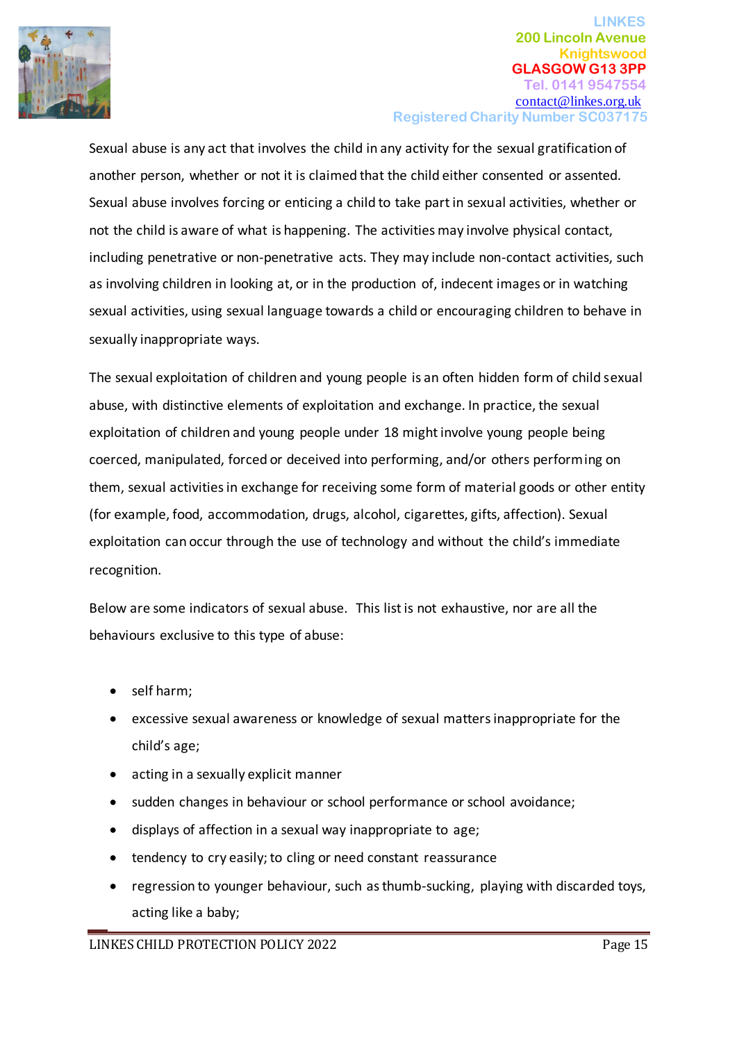Sexual abuse is any act that involves the child in any activity for the sexual gratification of another person, whether or not it is claimed that the child either consented or assented. Sexual abuse involves forcing or enticing a child to take part in sexual activities, whether or not the child is aware of what is happening. The activities may involve physical contact, including penetrative or non-penetrative acts. They may include non-contact activities, such as involving children in looking at, or in the production of, indecent images or in watching sexual activities, using sexual language towards a child or encouraging children to behave in sexually inappropriate ways.

The sexual exploitation of children and young people is an often hidden form of child sexual abuse, with distinctive elements of exploitation and exchange. In practice, the sexual exploitation of children and young people under 18 might involve young people being coerced, manipulated, forced or deceived into performing, and/or others performing on them, sexual activities in exchange for receiving some form of material goods or other entity (for example, food, accommodation, drugs, alcohol, cigarettes, gifts, affection). Sexual exploitation can occur through the use of technology and without the child's immediate recognition.

Below are some indicators of sexual abuse. This list is not exhaustive, nor are all the behaviours exclusive to this type of abuse:

- self harm;
- excessive sexual awareness or knowledge of sexual matters inappropriate for the child's age;
- acting in a sexually explicit manner
- sudden changes in behaviour or school performance or school avoidance;
- displays of affection in a sexual way inappropriate to age;
- tendency to cry easily; to cling or need constant reassurance
- regression to younger behaviour, such as thumb-sucking, playing with discarded toys, acting like a baby;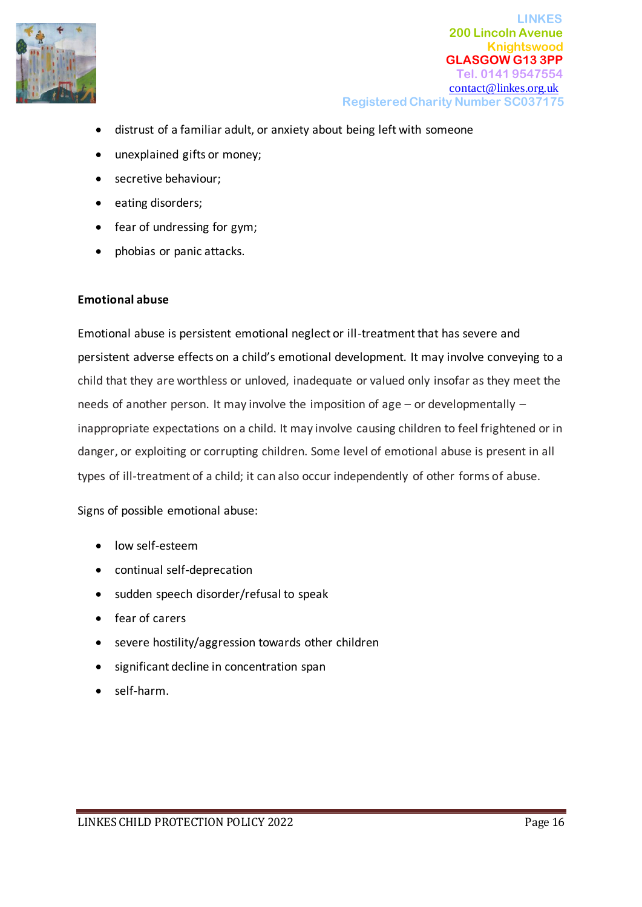- distrust of a familiar adult, or anxiety about being left with someone
- unexplained gifts or money;
- secretive behaviour;
- eating disorders;
- fear of undressing for gym;
- phobias or panic attacks.

**Emotional abuse**

Emotional abuse is persistent emotional neglect or ill-treatment that has severe and persistent adverse effects on a child's emotional development. It may involve conveying to a child that they are worthless or unloved, inadequate or valued only insofar as they meet the needs of another person. It may involve the imposition of age – or developmentally – inappropriate expectations on a child. It may involve causing children to feel frightened or in danger, or exploiting or corrupting children. Some level of emotional abuse is present in all types of ill-treatment of a child; it can also occur independently of other forms of abuse.

Signs of possible emotional abuse:

- low self-esteem
- continual self-deprecation
- sudden speech disorder/refusal to speak
- fear of carers
- severe hostility/aggression towards other children
- significant decline in concentration span
- self-harm.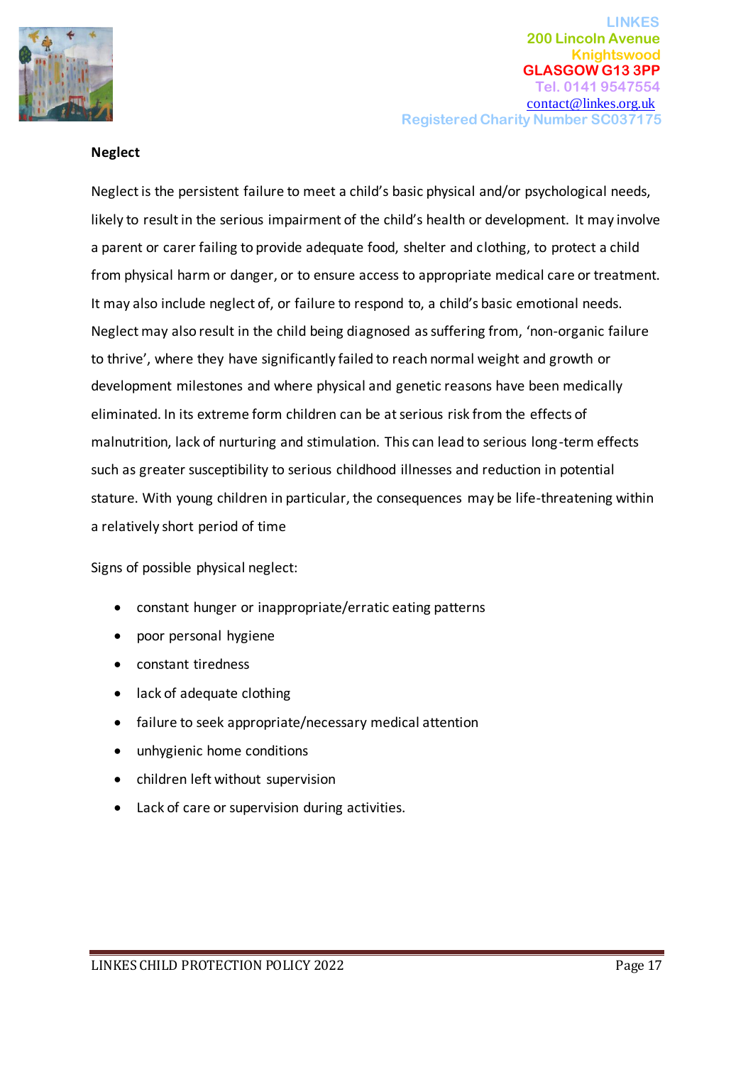**Neglect**

Neglect is the persistent failure to meet a child's basic physical and/or psychological needs, likely to result in the serious impairment of the child's health or development. It may involve a parent or carer failing to provide adequate food, shelter and clothing, to protect a child from physical harm or danger, or to ensure access to appropriate medical care or treatment. It may also include neglect of, or failure to respond to, a child's basic emotional needs. Neglect may also result in the child being diagnosed as suffering from, 'non-organic failure to thrive', where they have significantly failed to reach normal weight and growth or development milestones and where physical and genetic reasons have been medically eliminated. In its extreme form children can be at serious risk from the effects of malnutrition, lack of nurturing and stimulation. This can lead to serious long-term effects such as greater susceptibility to serious childhood illnesses and reduction in potential stature. With young children in particular, the consequences may be life-threatening within a relatively short period of time

Signs of possible physical neglect:

- constant hunger or inappropriate/erratic eating patterns
- poor personal hygiene
- constant tiredness
- lack of adequate clothing
- failure to seek appropriate/necessary medical attention
- unhygienic home conditions
- children left without supervision
- Lack of care or supervision during activities.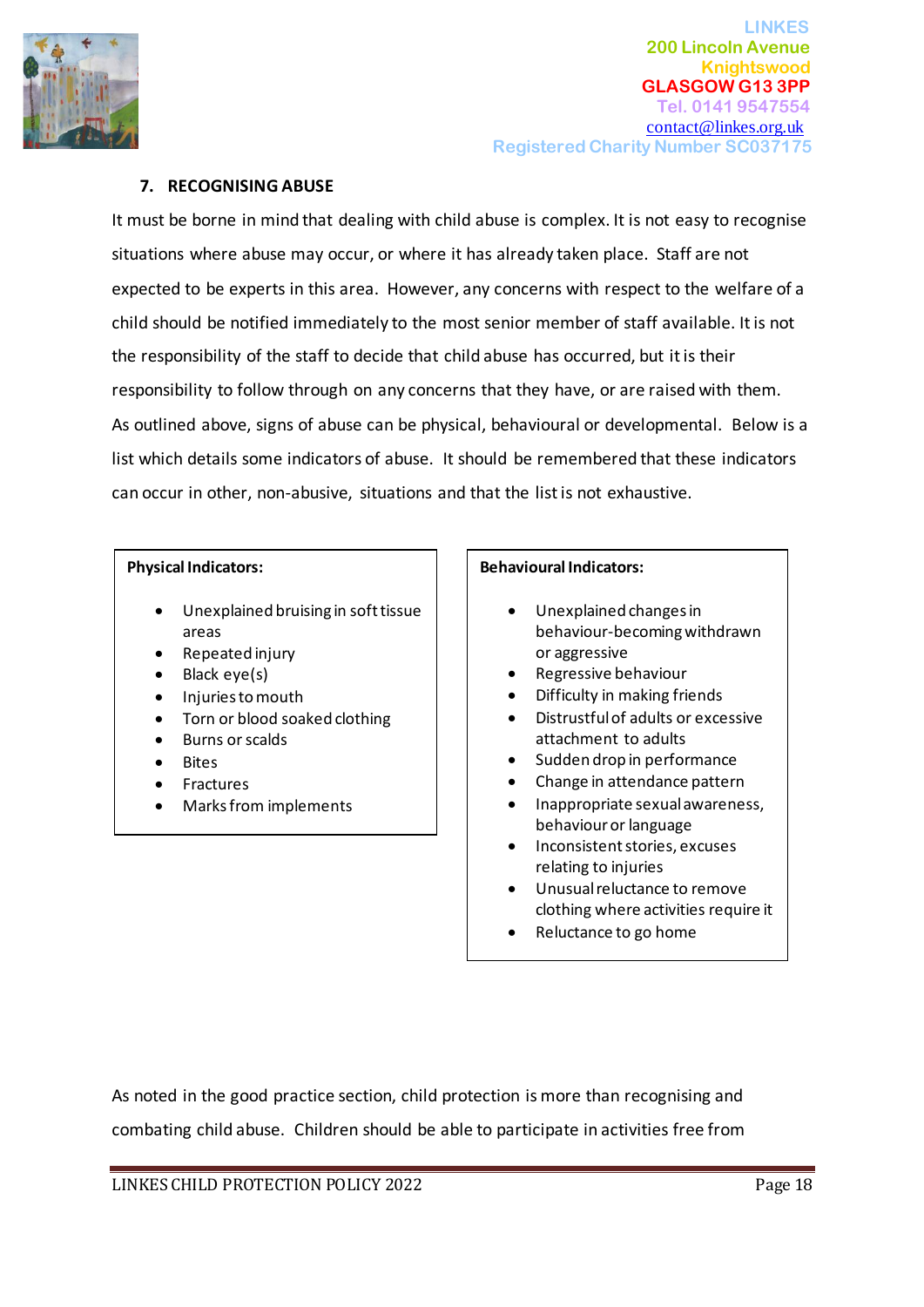## 7. RECOGNISING ABUSE

It must be borne in mind that dealing with child abuse is complex. It is not easy to recognise situations where abuse may occur, or where it has already taken place. Staff are not expected to be experts in this area. However, any concerns with respect to the welfare of a child should be notified immediately to the most senior member of staff available. It is not the responsibility of the staff to decide that child abuse has occurred, but it is their responsibility to follow through on any concerns that they have, or are raised with them. As outlined above, signs of abuse can be physical, behavioural or developmental. Below is a list which details some indicators of abuse. It should be remembered that these indicators can occur in other, non-abusive, situations and that the list is not exhaustive.

**Physical Indicators:**

- Unexplained bruising in soft tissue areas
- Repeated injury
- Black eye(s)
- Injuries to mouth
- Torn or blood soaked clothing
- Burns or scalds
- Bites
- Fractures
- Marks from implements

**Behavioural Indicators:**

- Unexplained changes in behaviour-becoming withdrawn or aggressive
- Regressive behaviour
- Difficulty in making friends
- Distrustful of adults or excessive attachment to adults
- Sudden drop in performance
- Change in attendance pattern
- Inappropriate sexual awareness, behaviour or language
- Inconsistent stories, excuses relating to injuries
- Unusual reluctance to remove clothing where activities require it
- Reluctance to go home

As noted in the good practice section, child protection is more than recognising and combating child abuse. Children should be able to participate in activities free from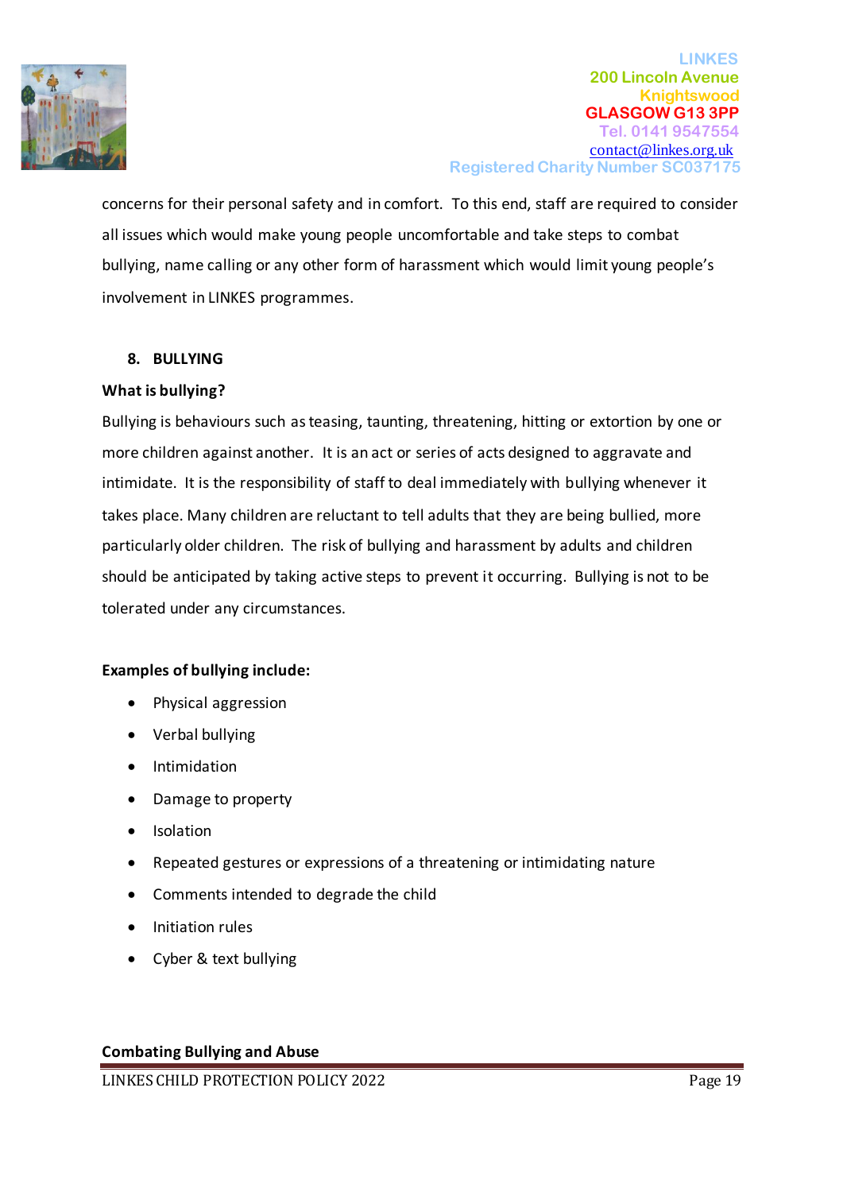concerns for their personal safety and in comfort. To this end, staff are required to consider all issues which would make young people uncomfortable and take steps to combat bullying, name calling or any other form of harassment which would limit young people's involvement in LINKES programmes.

## 8. BULLYING

**What is bullying?**

Bullying is behaviours such as teasing, taunting, threatening, hitting or extortion by one or more children against another. It is an act or series of acts designed to aggravate and intimidate. It is the responsibility of staff to deal immediately with bullying whenever it takes place. Many children are reluctant to tell adults that they are being bullied, more particularly older children. The risk of bullying and harassment by adults and children should be anticipated by taking active steps to prevent it occurring. Bullying is not to be tolerated under any circumstances.

**Examples of bullying include:**

- Physical aggression
- Verbal bullying
- Intimidation
- Damage to property
- Isolation
- Repeated gestures or expressions of a threatening or intimidating nature
- Comments intended to degrade the child
- Initiation rules
- Cyber & text bullying

**Combating Bullying and Abuse**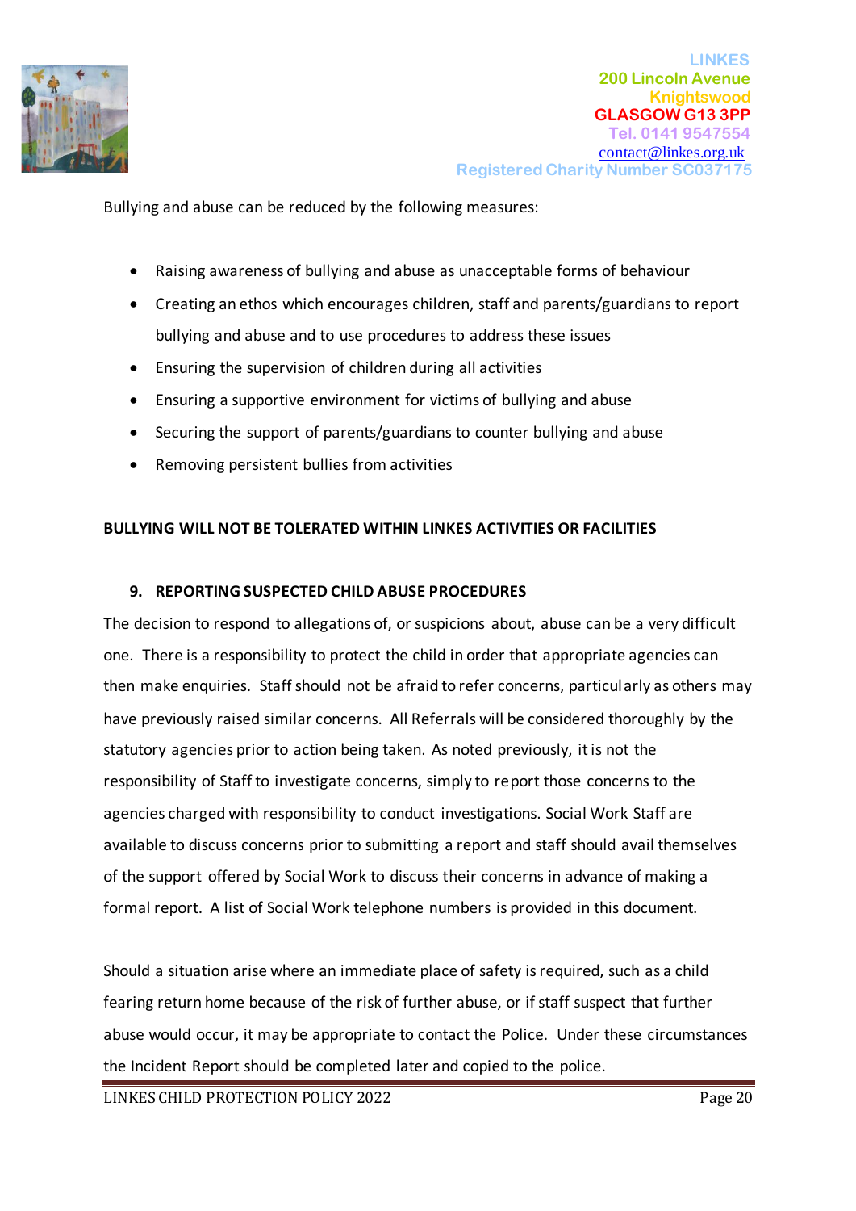Bullying and abuse can be reduced by the following measures:

- Raising awareness of bullying and abuse as unacceptable forms of behaviour
- Creating an ethos which encourages children, staff and parents/guardians to report bullying and abuse and to use procedures to address these issues
- Ensuring the supervision of children during all activities
- Ensuring a supportive environment for victims of bullying and abuse
- Securing the support of parents/guardians to counter bullying and abuse
- Removing persistent bullies from activities

**BULLYING WILL NOT BE TOLERATED WITHIN LINKES ACTIVITIES OR FACILITIES**

## 9. REPORTING SUSPECTED CHILD ABUSE PROCEDURES

The decision to respond to allegations of, or suspicions about, abuse can be a very difficult one. There is a responsibility to protect the child in order that appropriate agencies can then make enquiries. Staff should not be afraid to refer concerns, particularly as others may have previously raised similar concerns. All Referrals will be considered thoroughly by the statutory agencies prior to action being taken. As noted previously, it is not the responsibility of Staff to investigate concerns, simply to report those concerns to the agencies charged with responsibility to conduct investigations. Social Work Staff are available to discuss concerns prior to submitting a report and staff should avail themselves of the support offered by Social Work to discuss their concerns in advance of making a formal report. A list of Social Work telephone numbers is provided in this document.

Should a situation arise where an immediate place of safety is required, such as a child fearing return home because of the risk of further abuse, or if staff suspect that further abuse would occur, it may be appropriate to contact the Police. Under these circumstances the Incident Report should be completed later and copied to the police.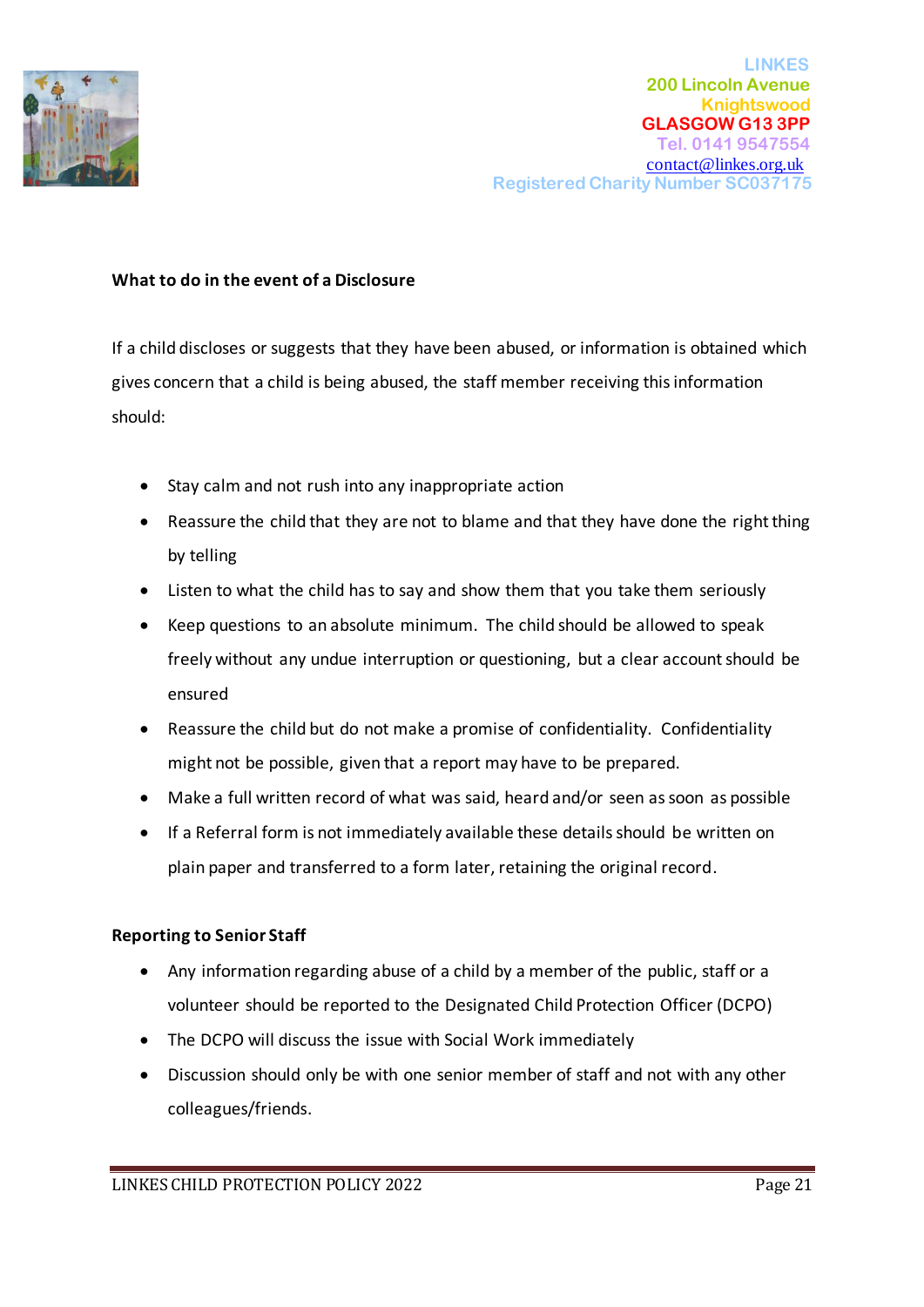## What to do in the event of a Disclosure

If a child discloses or suggests that they have been abused, or information is obtained which gives concern that a child is being abused, the staff member receiving this information should:

- Stay calm and not rush into any inappropriate action
- Reassure the child that they are not to blame and that they have done the right thing by telling
- Listen to what the child has to say and show them that you take them seriously
- Keep questions to an absolute minimum. The child should be allowed to speak freely without any undue interruption or questioning, but a clear account should be ensured
- Reassure the child but do not make a promise of confidentiality. Confidentiality might not be possible, given that a report may have to be prepared.
- Make a full written record of what was said, heard and/or seen as soon as possible
- If a Referral form is not immediately available these details should be written on plain paper and transferred to a form later, retaining the original record.

## Reporting to Senior Staff

- Any information regarding abuse of a child by a member of the public, staff or a volunteer should be reported to the Designated Child Protection Officer (DCPO)
- The DCPO will discuss the issue with Social Work immediately
- Discussion should only be with one senior member of staff and not with any other colleagues/friends.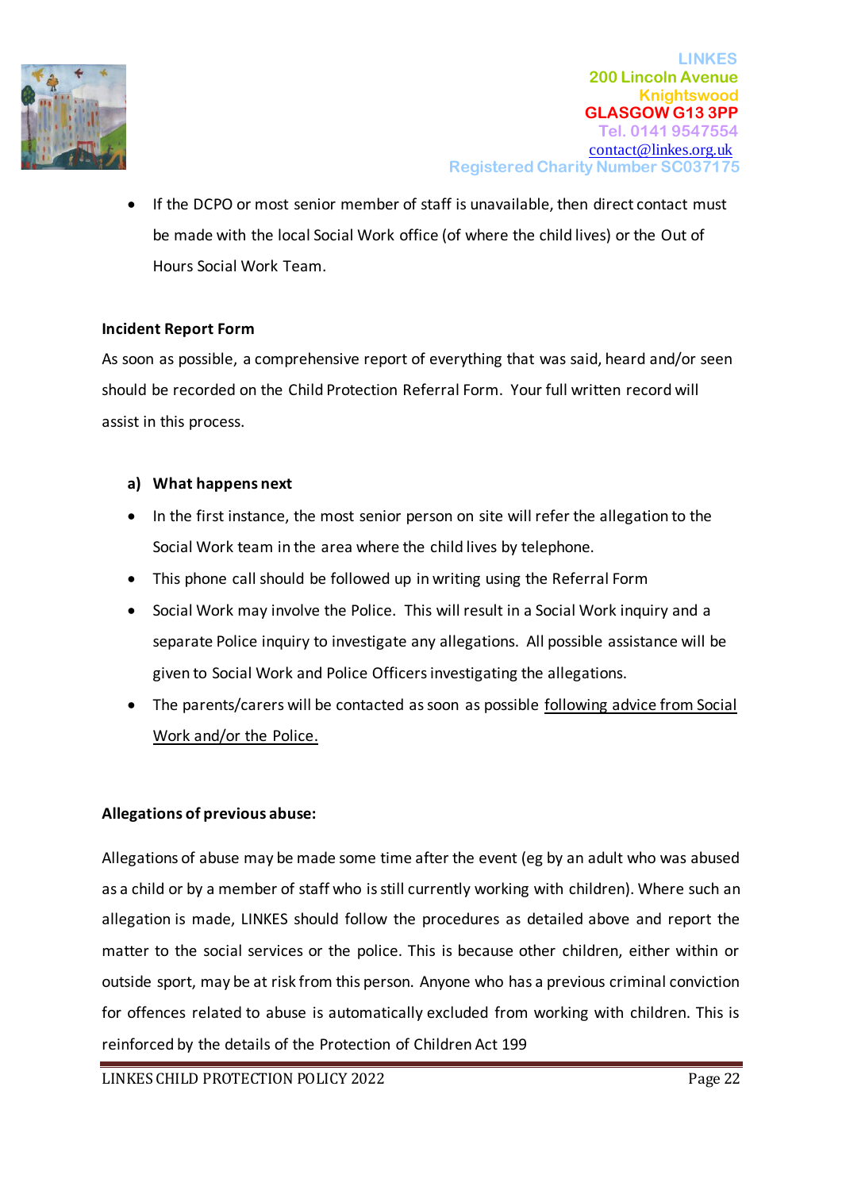- If the DCPO or most senior member of staff is unavailable, then direct contact must be made with the local Social Work office (of where the child lives) or the Out of Hours Social Work Team.

**Incident Report Form**

As soon as possible, a comprehensive report of everything that was said, heard and/or seen should be recorded on the Child Protection Referral Form. Your full written record will assist in this process.

**a) What happens next**

- In the first instance, the most senior person on site will refer the allegation to the Social Work team in the area where the child lives by telephone.
- This phone call should be followed up in writing using the Referral Form
- Social Work may involve the Police. This will result in a Social Work inquiry and a separate Police inquiry to investigate any allegations. All possible assistance will be given to Social Work and Police Officers investigating the allegations.
- The parents/carers will be contacted as soon as possible <u>following advice from Social Work and/or the Police.</u>

**Allegations of previous abuse:**

Allegations of abuse may be made some time after the event (eg by an adult who was abused as a child or by a member of staff who is still currently working with children). Where such an allegation is made, LINKES should follow the procedures as detailed above and report the matter to the social services or the police. This is because other children, either within or outside sport, may be at risk from this person. Anyone who has a previous criminal conviction for offences related to abuse is automatically excluded from working with children. This is reinforced by the details of the Protection of Children Act 199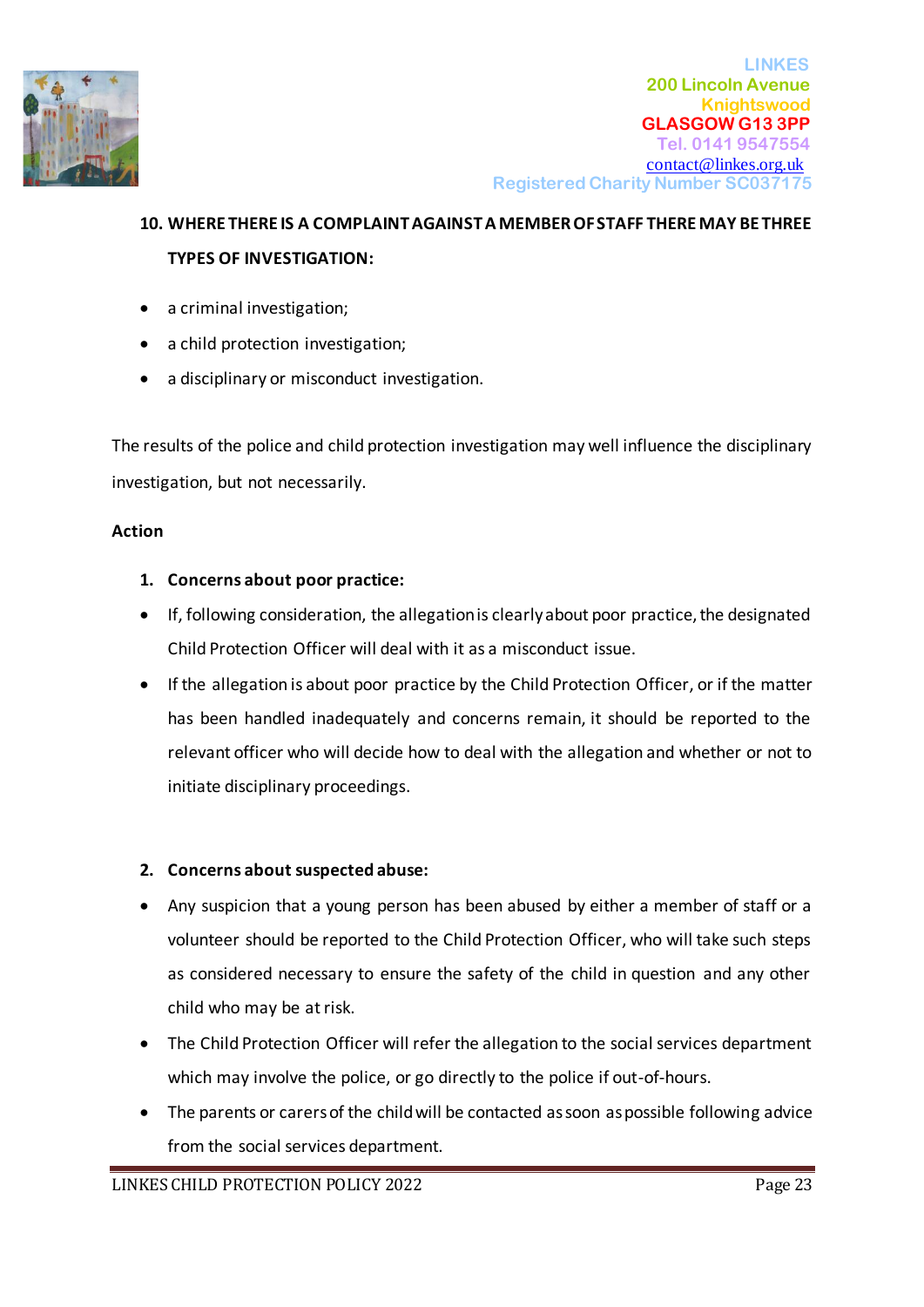## 10. WHERE THERE IS A COMPLAINT AGAINST A MEMBER OF STAFF THERE MAY BE THREE TYPES OF INVESTIGATION:

- a criminal investigation;
- a child protection investigation;
- a disciplinary or misconduct investigation.

The results of the police and child protection investigation may well influence the disciplinary investigation, but not necessarily.

**Action**

1. **Concerns about poor practice:**

- If, following consideration, the allegation is clearly about poor practice, the designated Child Protection Officer will deal with it as a misconduct issue.
- If the allegation is about poor practice by the Child Protection Officer, or if the matter has been handled inadequately and concerns remain, it should be reported to the relevant officer who will decide how to deal with the allegation and whether or not to initiate disciplinary proceedings.

2. **Concerns about suspected abuse:**

- Any suspicion that a young person has been abused by either a member of staff or a volunteer should be reported to the Child Protection Officer, who will take such steps as considered necessary to ensure the safety of the child in question and any other child who may be at risk.
- The Child Protection Officer will refer the allegation to the social services department which may involve the police, or go directly to the police if out-of-hours.
- The parents or carers of the child will be contacted as soon as possible following advice from the social services department.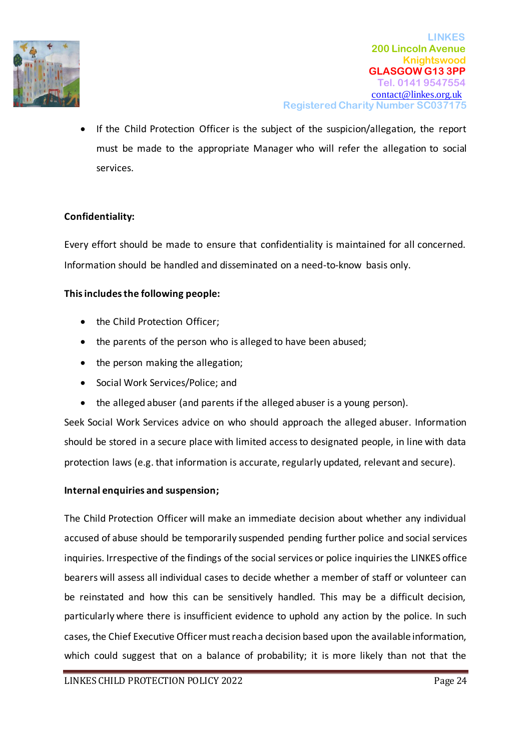- If the Child Protection Officer is the subject of the suspicion/allegation, the report must be made to the appropriate Manager who will refer the allegation to social services.

**Confidentiality:**

Every effort should be made to ensure that confidentiality is maintained for all concerned. Information should be handled and disseminated on a need-to-know basis only.

**This includes the following people:**

- the Child Protection Officer;
- the parents of the person who is alleged to have been abused;
- the person making the allegation;
- Social Work Services/Police; and
- the alleged abuser (and parents if the alleged abuser is a young person).

Seek Social Work Services advice on who should approach the alleged abuser. Information should be stored in a secure place with limited access to designated people, in line with data protection laws (e.g. that information is accurate, regularly updated, relevant and secure).

**Internal enquiries and suspension;**

The Child Protection Officer will make an immediate decision about whether any individual accused of abuse should be temporarily suspended pending further police and social services inquiries. Irrespective of the findings of the social services or police inquiries the LINKES office bearers will assess all individual cases to decide whether a member of staff or volunteer can be reinstated and how this can be sensitively handled. This may be a difficult decision, particularly where there is insufficient evidence to uphold any action by the police. In such cases, the Chief Executive Officer must reach a decision based upon the available information, which could suggest that on a balance of probability; it is more likely than not that the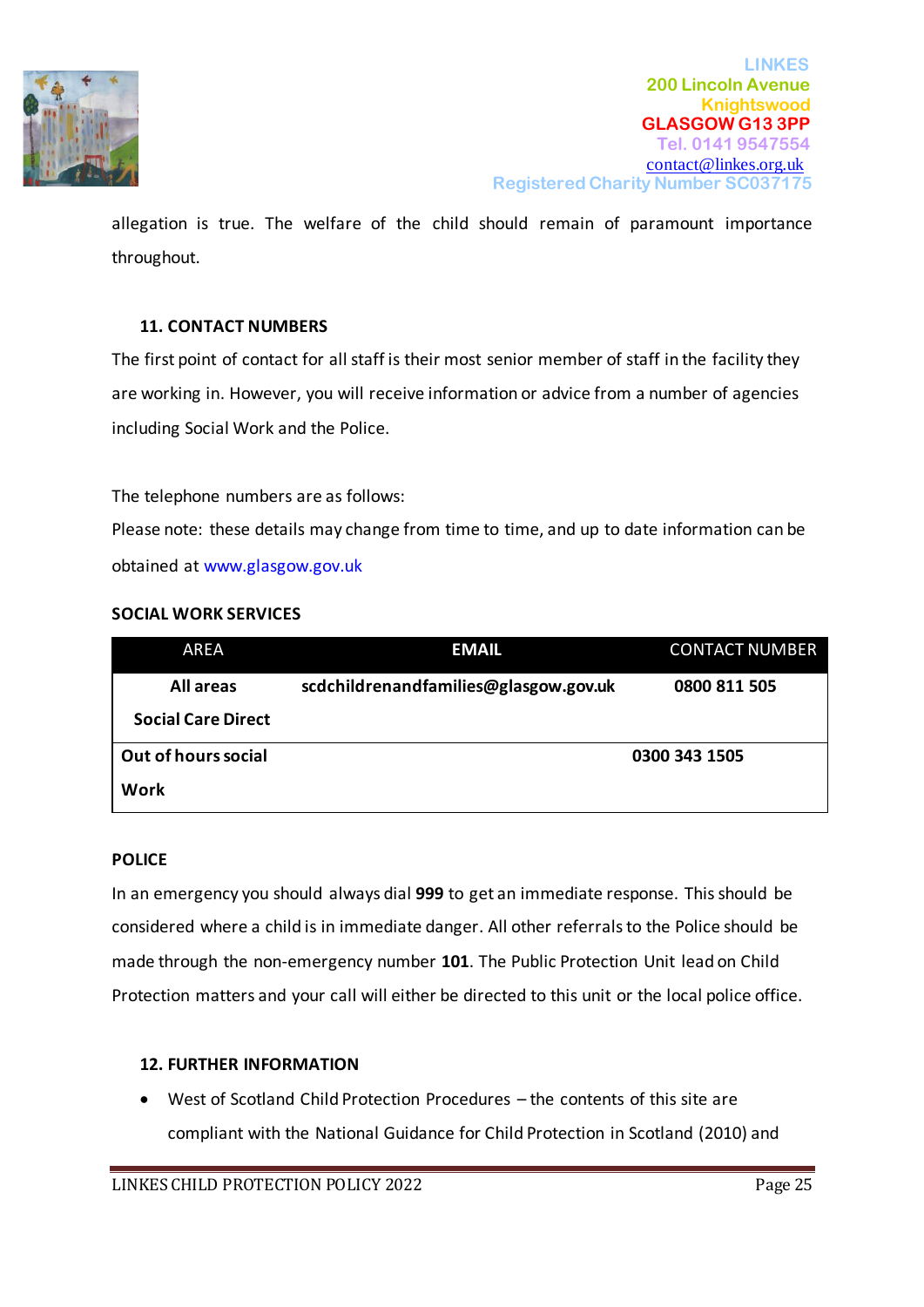allegation is true. The welfare of the child should remain of paramount importance throughout.

## 11. CONTACT NUMBERS

The first point of contact for all staff is their most senior member of staff in the facility they are working in. However, you will receive information or advice from a number of agencies including Social Work and the Police.

The telephone numbers are as follows:

Please note: these details may change from time to time, and up to date information can be obtained at www.glasgow.gov.uk

**SOCIAL WORK SERVICES**

| AREA | EMAIL | CONTACT NUMBER |
|---|---|---|
| **All areas Social Care Direct** | **scdchildrenandfamilies@glasgow.gov.uk** | **0800 811 505** |
| **Out of hours social Work** | | **0300 343 1505** |

**POLICE**

In an emergency you should always dial **999** to get an immediate response. This should be considered where a child is in immediate danger. All other referrals to the Police should be made through the non-emergency number **101**. The Public Protection Unit lead on Child Protection matters and your call will either be directed to this unit or the local police office.

## 12. FURTHER INFORMATION

- West of Scotland Child Protection Procedures – the contents of this site are compliant with the National Guidance for Child Protection in Scotland (2010) and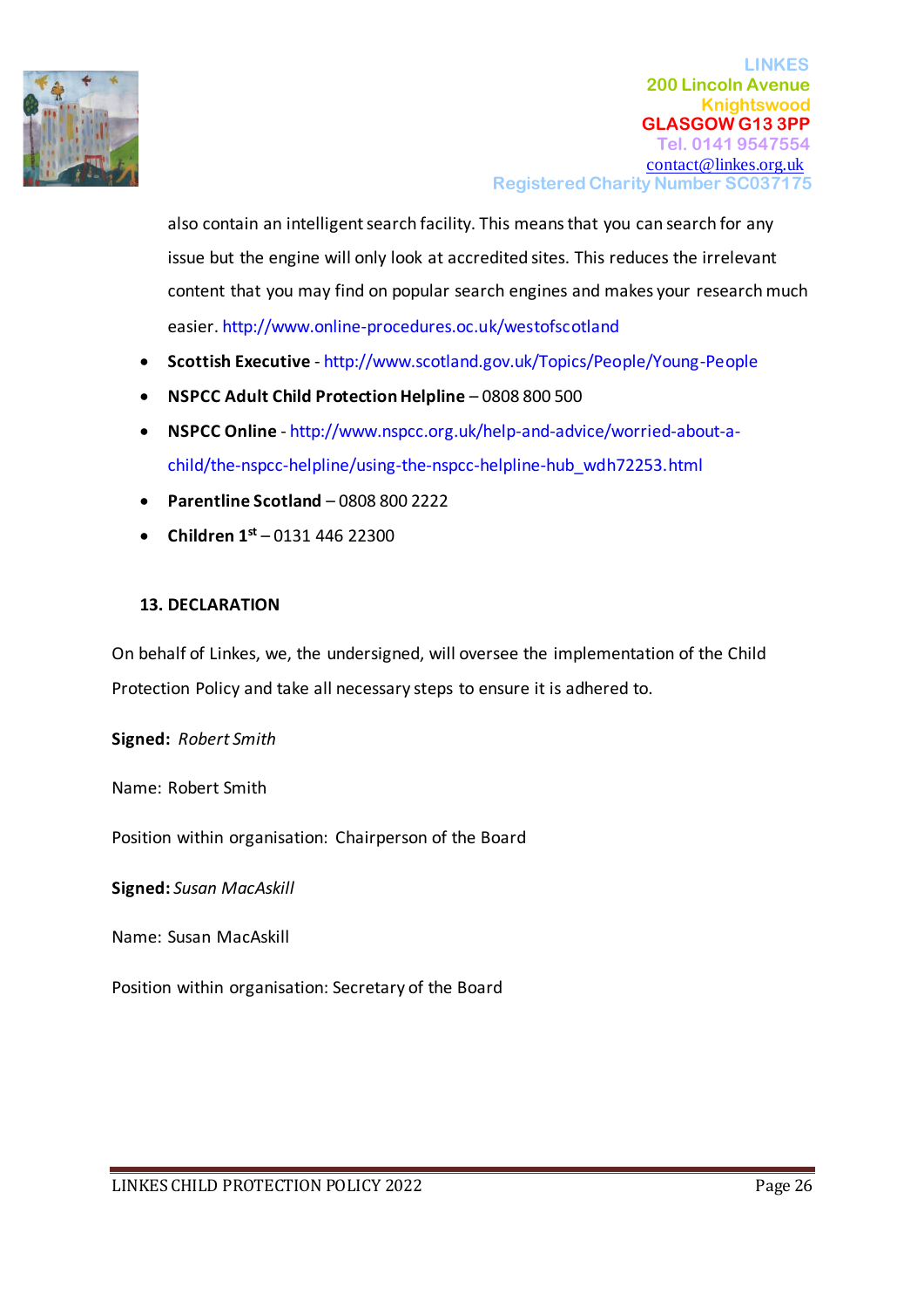also contain an intelligent search facility. This means that you can search for any issue but the engine will only look at accredited sites. This reduces the irrelevant content that you may find on popular search engines and makes your research much easier. http://www.online-procedures.oc.uk/westofscotland

- **Scottish Executive** - http://www.scotland.gov.uk/Topics/People/Young-People
- **NSPCC Adult Child Protection Helpline** – 0808 800 500
- **NSPCC Online** - http://www.nspcc.org.uk/help-and-advice/worried-about-a-child/the-nspcc-helpline/using-the-nspcc-helpline-hub_wdh72253.html
- **Parentline Scotland** – 0808 800 2222
- **Children 1st** – 0131 446 22300

## 13. DECLARATION

On behalf of Linkes, we, the undersigned, will oversee the implementation of the Child Protection Policy and take all necessary steps to ensure it is adhered to.

**Signed:** *Robert Smith*

Name: Robert Smith

Position within organisation: Chairperson of the Board

**Signed:** *Susan MacAskill*

Name: Susan MacAskill

Position within organisation: Secretary of the Board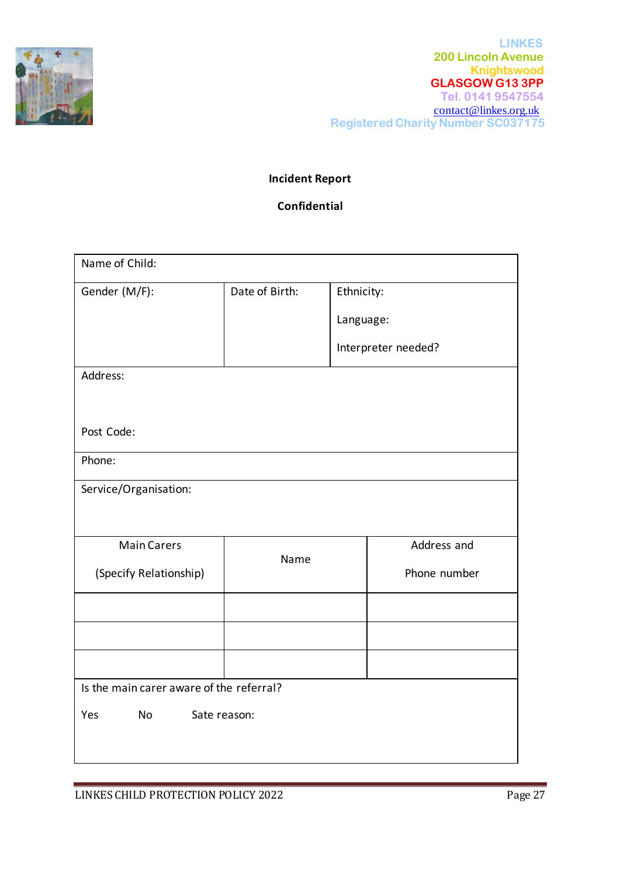LINKES
200 Lincoln Avenue
Knightswood
GLASGOW G13 3PP
Tel. 0141 9547554
contact@linkes.org.uk
Registered Charity Number SC037175

**Incident Report**

**Confidential**

| | | |
|---|---|---|
| Name of Child: | | |
| Gender (M/F): | Date of Birth: | Ethnicity:<br><br>Language:<br><br>Interpreter needed? |
| Address:<br><br><br>Post Code: | | |
| Phone: | | |
| Service/Organisation: | | |
| Main Carers<br><br>(Specify Relationship) | Name | Address and<br><br>Phone number |
| | | |
| | | |
| | | |
| Is the main carer aware of the referral?<br><br>Yes No Sate reason: | | |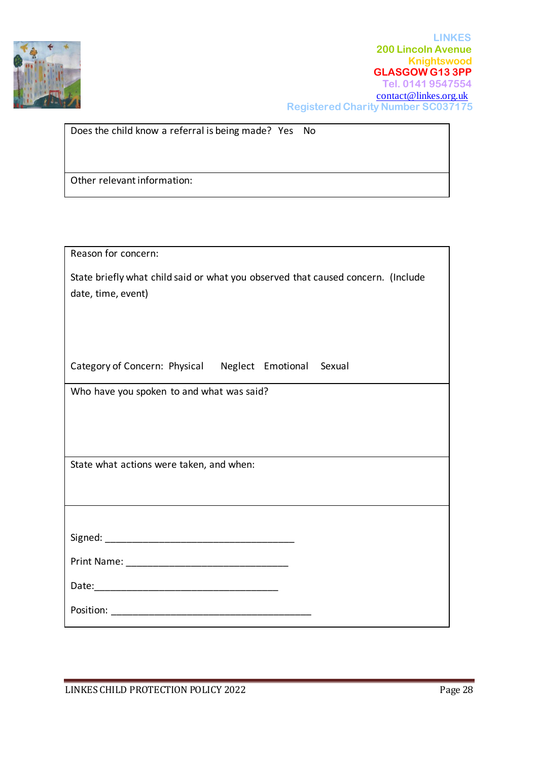LINKES
200 Lincoln Avenue
Knightswood
GLASGOW G13 3PP
Tel. 0141 9547554
contact@linkes.org.uk
Registered Charity Number SC037175

| |
|---|
| Does the child know a referral is being made? Yes No |
| Other relevant information: |

| |
|---|
| Reason for concern:<br><br>State briefly what child said or what you observed that caused concern. (Include date, time, event)<br><br>Category of Concern: Physical Neglect Emotional Sexual |
| Who have you spoken to and what was said? |
| State what actions were taken, and when: |
| Signed: ______________________________________<br><br>Print Name: ________________________________<br><br>Date:_____________________________________<br><br>Position: ________________________________________ |